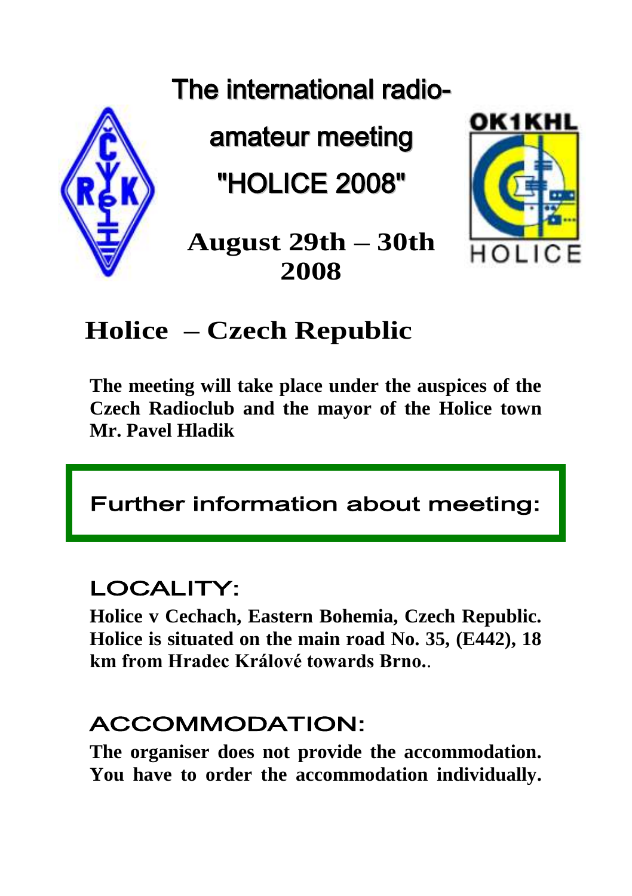# The international radio-amateur meeting "HOLICE 2008"

**August 29th – 30th 2008**

OK1KHL

HOLICE

## Holice – Czech Republic

**The meeting will take place under the auspices of the Czech Radioclub and the mayor of the Holice town Mr. Pavel Hladik**

## Further information about meeting:

### LOCALITY:

**Holice v Cechach, Eastern Bohemia, Czech Republic. Holice is situated on the main road No. 35, (E442), 18 km from Hradec Králové towards Brno.**.

### ACCOMMODATION:

**The organiser does not provide the accommodation. You have to order the accommodation individually.**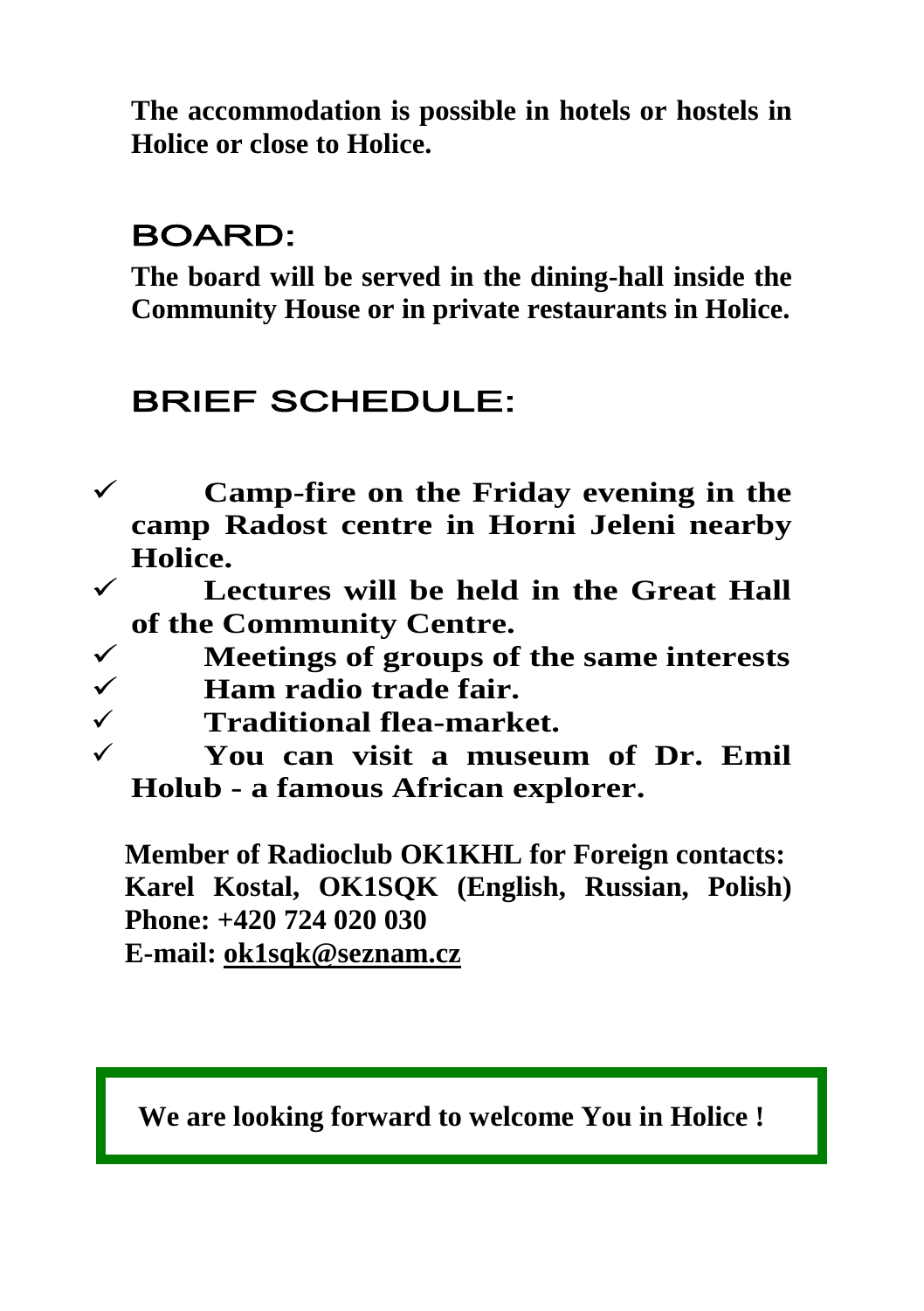**The accommodation is possible in hotels or hostels in Holice or close to Holice.**

## BOARD:

**The board will be served in the dining-hall inside the Community House or in private restaurants in Holice.**

## BRIEF SCHEDULE:

- ✓ **Camp-fire on the Friday evening in the camp Radost centre in Horni Jeleni nearby Holice.**
- ✓ **Lectures will be held in the Great Hall of the Community Centre.**
- ✓ **Meetings of groups of the same interests**
- ✓ **Ham radio trade fair.**
- ✓ **Traditional flea-market.**
- ✓ **You can visit a museum of Dr. Emil Holub - a famous African explorer.**

**Member of Radioclub OK1KHL for Foreign contacts:**
**Karel Kostal, OK1SQK (English, Russian, Polish)**
**Phone: +420 724 020 030**
**E-mail: ok1sqk@seznam.cz**

**We are looking forward to welcome You in Holice !**